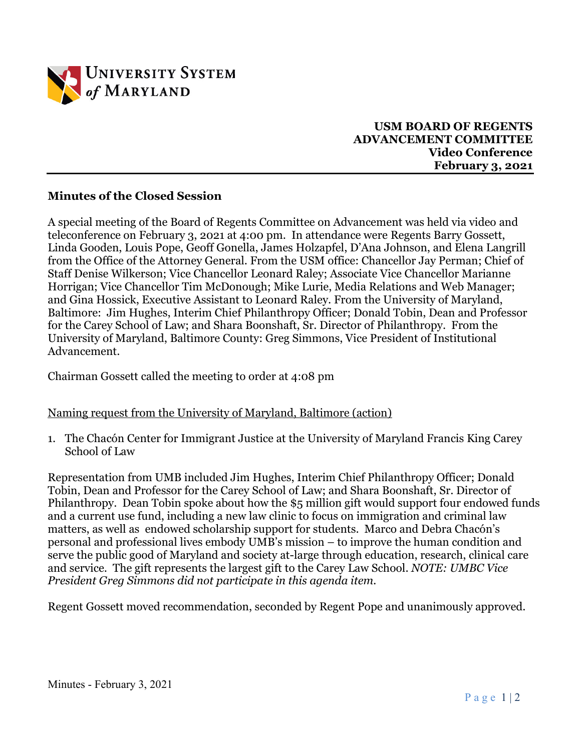University System of Maryland

**USM BOARD OF REGENTS**
**ADVANCEMENT COMMITTEE**
**Video Conference**
**February 3, 2021**

## Minutes of the Closed Session

A special meeting of the Board of Regents Committee on Advancement was held via video and teleconference on February 3, 2021 at 4:00 pm. In attendance were Regents Barry Gossett, Linda Gooden, Louis Pope, Geoff Gonella, James Holzapfel, D'Ana Johnson, and Elena Langrill from the Office of the Attorney General. From the USM office: Chancellor Jay Perman; Chief of Staff Denise Wilkerson; Vice Chancellor Leonard Raley; Associate Vice Chancellor Marianne Horrigan; Vice Chancellor Tim McDonough; Mike Lurie, Media Relations and Web Manager; and Gina Hossick, Executive Assistant to Leonard Raley. From the University of Maryland, Baltimore: Jim Hughes, Interim Chief Philanthropy Officer; Donald Tobin, Dean and Professor for the Carey School of Law; and Shara Boonshaft, Sr. Director of Philanthropy. From the University of Maryland, Baltimore County: Greg Simmons, Vice President of Institutional Advancement.

Chairman Gossett called the meeting to order at 4:08 pm

Naming request from the University of Maryland, Baltimore (action)

1. The Chacón Center for Immigrant Justice at the University of Maryland Francis King Carey School of Law

Representation from UMB included Jim Hughes, Interim Chief Philanthropy Officer; Donald Tobin, Dean and Professor for the Carey School of Law; and Shara Boonshaft, Sr. Director of Philanthropy. Dean Tobin spoke about how the $5 million gift would support four endowed funds and a current use fund, including a new law clinic to focus on immigration and criminal law matters, as well as endowed scholarship support for students. Marco and Debra Chacón's personal and professional lives embody UMB's mission – to improve the human condition and serve the public good of Maryland and society at-large through education, research, clinical care and service. The gift represents the largest gift to the Carey Law School. *NOTE: UMBC Vice President Greg Simmons did not participate in this agenda item.*

Regent Gossett moved recommendation, seconded by Regent Pope and unanimously approved.

Minutes - February 3, 2021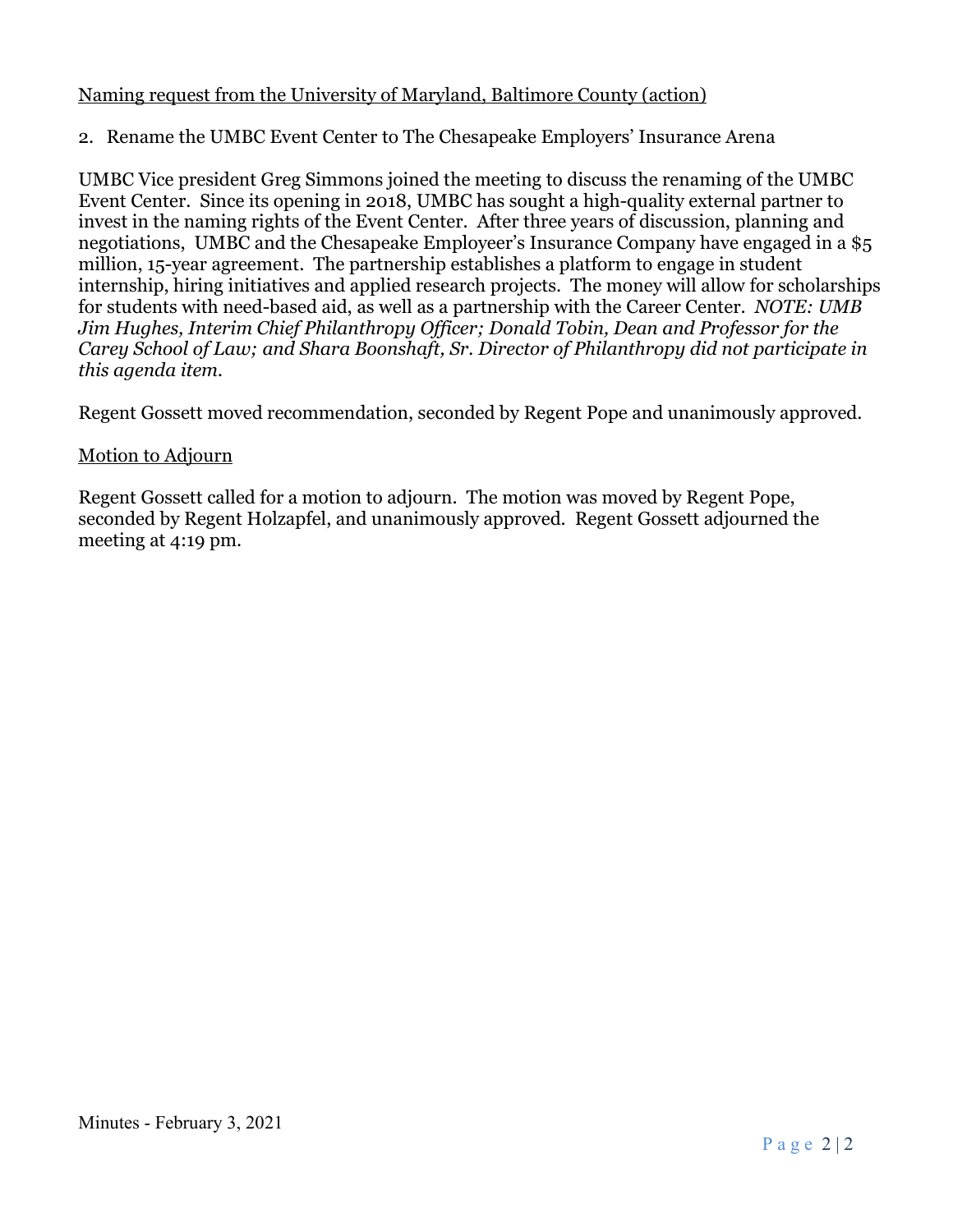Naming request from the University of Maryland, Baltimore County (action)

2. Rename the UMBC Event Center to The Chesapeake Employers' Insurance Arena

UMBC Vice president Greg Simmons joined the meeting to discuss the renaming of the UMBC Event Center. Since its opening in 2018, UMBC has sought a high-quality external partner to invest in the naming rights of the Event Center. After three years of discussion, planning and negotiations, UMBC and the Chesapeake Employeer's Insurance Company have engaged in a $5 million, 15-year agreement. The partnership establishes a platform to engage in student internship, hiring initiatives and applied research projects. The money will allow for scholarships for students with need-based aid, as well as a partnership with the Career Center. *NOTE: UMB Jim Hughes, Interim Chief Philanthropy Officer; Donald Tobin, Dean and Professor for the Carey School of Law; and Shara Boonshaft, Sr. Director of Philanthropy did not participate in this agenda item.*

Regent Gossett moved recommendation, seconded by Regent Pope and unanimously approved.

Motion to Adjourn

Regent Gossett called for a motion to adjourn. The motion was moved by Regent Pope, seconded by Regent Holzapfel, and unanimously approved. Regent Gossett adjourned the meeting at 4:19 pm.